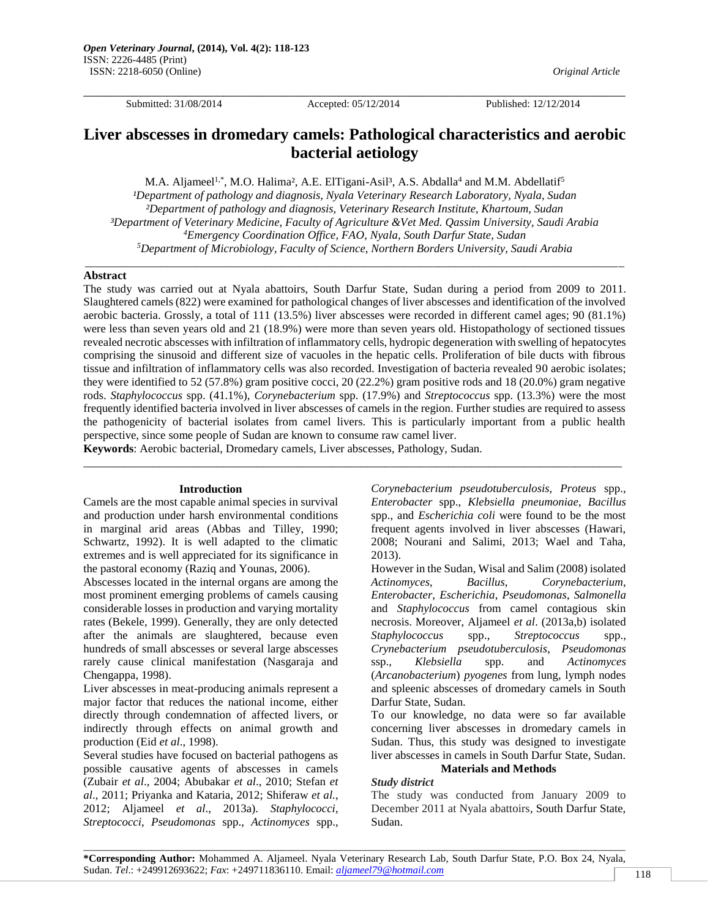*Open Veterinary Journal*, **(2014), Vol. 4(2): 118-123**
ISSN: 2226-4485 (Print)
ISSN: 2218-6050 (Online)

*Original Article*

Submitted: 31/08/2014 Accepted: 05/12/2014 Published: 12/12/2014

# Liver abscesses in dromedary camels: Pathological characteristics and aerobic bacterial aetiology

M.A. Aljameel[1,*], M.O. Halima[2], A.E. ElTigani-Asil[3], A.S. Abdalla[4] and M.M. Abdellatif[5]

[1]*Department of pathology and diagnosis, Nyala Veterinary Research Laboratory, Nyala, Sudan*
[2]*Department of pathology and diagnosis, Veterinary Research Institute, Khartoum, Sudan*
[3]*Department of Veterinary Medicine, Faculty of Agriculture &Vet Med. Qassim University, Saudi Arabia*
[4]*Emergency Coordination Office, FAO, Nyala, South Darfur State, Sudan*
[5]*Department of Microbiology, Faculty of Science, Northern Borders University, Saudi Arabia*

## Abstract

The study was carried out at Nyala abattoirs, South Darfur State, Sudan during a period from 2009 to 2011. Slaughtered camels (822) were examined for pathological changes of liver abscesses and identification of the involved aerobic bacteria. Grossly, a total of 111 (13.5%) liver abscesses were recorded in different camel ages; 90 (81.1%) were less than seven years old and 21 (18.9%) were more than seven years old. Histopathology of sectioned tissues revealed necrotic abscesses with infiltration of inflammatory cells, hydropic degeneration with swelling of hepatocytes comprising the sinusoid and different size of vacuoles in the hepatic cells. Proliferation of bile ducts with fibrous tissue and infiltration of inflammatory cells was also recorded. Investigation of bacteria revealed 90 aerobic isolates; they were identified to 52 (57.8%) gram positive cocci, 20 (22.2%) gram positive rods and 18 (20.0%) gram negative rods. *Staphylococcus* spp. (41.1%), *Corynebacterium* spp. (17.9%) and *Streptococcus* spp. (13.3%) were the most frequently identified bacteria involved in liver abscesses of camels in the region. Further studies are required to assess the pathogenicity of bacterial isolates from camel livers. This is particularly important from a public health perspective, since some people of Sudan are known to consume raw camel liver.

**Keywords**: Aerobic bacterial, Dromedary camels, Liver abscesses, Pathology, Sudan.

## Introduction

Camels are the most capable animal species in survival and production under harsh environmental conditions in marginal arid areas (Abbas and Tilley, 1990; Schwartz, 1992). It is well adapted to the climatic extremes and is well appreciated for its significance in the pastoral economy (Raziq and Younas, 2006).

Abscesses located in the internal organs are among the most prominent emerging problems of camels causing considerable losses in production and varying mortality rates (Bekele, 1999). Generally, they are only detected after the animals are slaughtered, because even hundreds of small abscesses or several large abscesses rarely cause clinical manifestation (Nasgaraja and Chengappa, 1998).

Liver abscesses in meat-producing animals represent a major factor that reduces the national income, either directly through condemnation of affected livers, or indirectly through effects on animal growth and production (Eid *et al*., 1998).

Several studies have focused on bacterial pathogens as possible causative agents of abscesses in camels (Zubair *et al*., 2004; Abubakar *et al*., 2010; Stefan *et al*., 2011; Priyanka and Kataria, 2012; Shiferaw *et al.*, 2012; Aljameel *et al*., 2013a). *Staphylococci*, *Streptococci, Pseudomonas* spp., *Actinomyces* spp., *Corynebacterium pseudotuberculosis, Proteus* spp., *Enterobacter* spp., *Klebsiella pneumoniae, Bacillus* spp., and *Escherichia coli* were found to be the most frequent agents involved in liver abscesses (Hawari, 2008; Nourani and Salimi, 2013; Wael and Taha, 2013).

However in the Sudan, Wisal and Salim (2008) isolated *Actinomyces*, *Bacillus*, *Corynebacterium*, *Enterobacter*, *Escherichia*, *Pseudomonas*, *Salmonella* and *Staphylococcus* from camel contagious skin necrosis. Moreover, Aljameel *et al*. (2013a,b) isolated *Staphylococcus* spp., *Streptococcus* spp., *Crynebacterium pseudotuberculosis*, *Pseudomonas* ssp., *Klebsiella* spp. and *Actinomyces* (*Arcanobacterium*) *pyogenes* from lung, lymph nodes and spleenic abscesses of dromedary camels in South Darfur State, Sudan.

To our knowledge, no data were so far available concerning liver abscesses in dromedary camels in Sudan. Thus, this study was designed to investigate liver abscesses in camels in South Darfur State, Sudan.

## Materials and Methods

### *Study district*

The study was conducted from January 2009 to December 2011 at Nyala abattoirs, South Darfur State, Sudan.

---

**\*Corresponding Author:** Mohammed A. Aljameel. Nyala Veterinary Research Lab, South Darfur State, P.O. Box 24, Nyala, Sudan. *Tel*.: +249912693622; *Fax*: +249711836110. Email: aljameel79@hotmail.com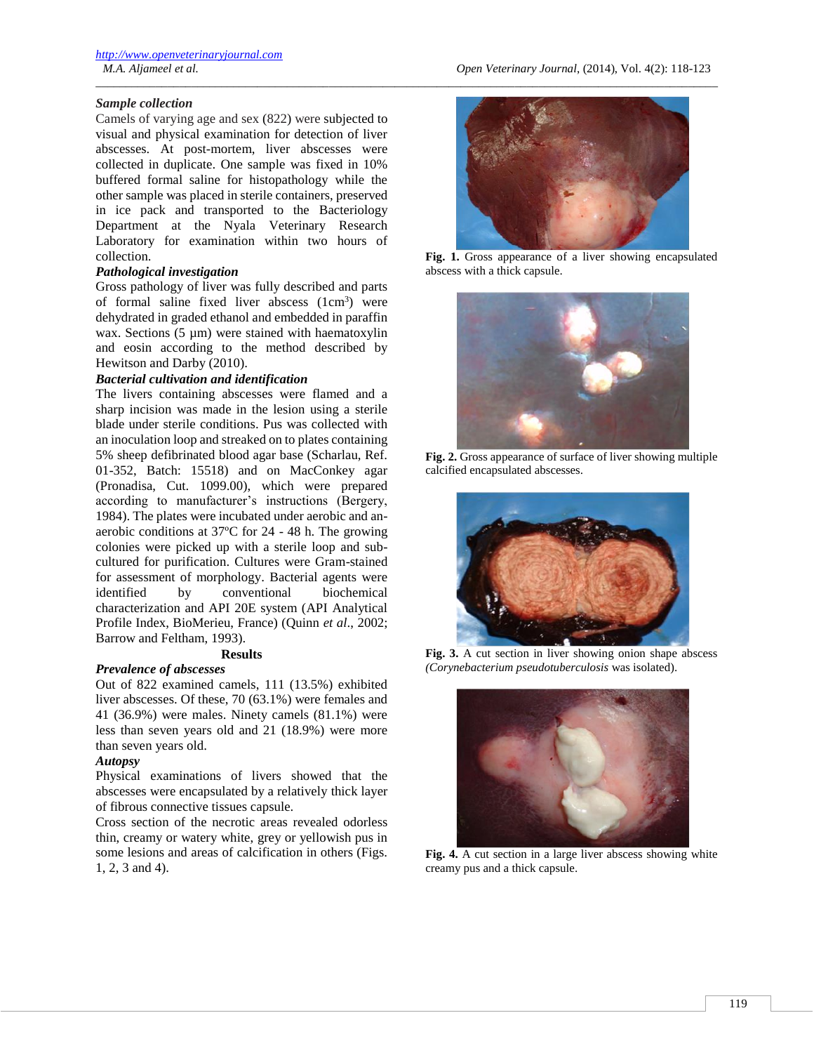### Sample collection

Camels of varying age and sex (822) were subjected to visual and physical examination for detection of liver abscesses. At post-mortem, liver abscesses were collected in duplicate. One sample was fixed in 10% buffered formal saline for histopathology while the other sample was placed in sterile containers, preserved in ice pack and transported to the Bacteriology Department at the Nyala Veterinary Research Laboratory for examination within two hours of collection.

### Pathological investigation

Gross pathology of liver was fully described and parts of formal saline fixed liver abscess ($1cm^3$) were dehydrated in graded ethanol and embedded in paraffin wax. Sections (5 µm) were stained with haematoxylin and eosin according to the method described by Hewitson and Darby (2010).

### Bacterial cultivation and identification

The livers containing abscesses were flamed and a sharp incision was made in the lesion using a sterile blade under sterile conditions. Pus was collected with an inoculation loop and streaked on to plates containing 5% sheep defibrinated blood agar base (Scharlau, Ref. 01-352, Batch: 15518) and on MacConkey agar (Pronadisa, Cut. 1099.00), which were prepared according to manufacturer's instructions (Bergery, 1984). The plates were incubated under aerobic and anaerobic conditions at 37ºC for 24 - 48 h. The growing colonies were picked up with a sterile loop and sub-cultured for purification. Cultures were Gram-stained for assessment of morphology. Bacterial agents were identified by conventional biochemical characterization and API 20E system (API Analytical Profile Index, BioMerieu, France) (Quinn *et al*., 2002; Barrow and Feltham, 1993).

## Results

### Prevalence of abscesses

Out of 822 examined camels, 111 (13.5%) exhibited liver abscesses. Of these, 70 (63.1%) were females and 41 (36.9%) were males. Ninety camels (81.1%) were less than seven years old and 21 (18.9%) were more than seven years old.

### Autopsy

Physical examinations of livers showed that the abscesses were encapsulated by a relatively thick layer of fibrous connective tissues capsule.

Cross section of the necrotic areas revealed odorless thin, creamy or watery white, grey or yellowish pus in some lesions and areas of calcification in others (Figs. 1, 2, 3 and 4).

**Fig. 1.** Gross appearance of a liver showing encapsulated abscess with a thick capsule.

**Fig. 2.** Gross appearance of surface of liver showing multiple calcified encapsulated abscesses.

**Fig. 3.** A cut section in liver showing onion shape abscess (*Corynebacterium pseudotuberculosis* was isolated).

**Fig. 4.** A cut section in a large liver abscess showing white creamy pus and a thick capsule.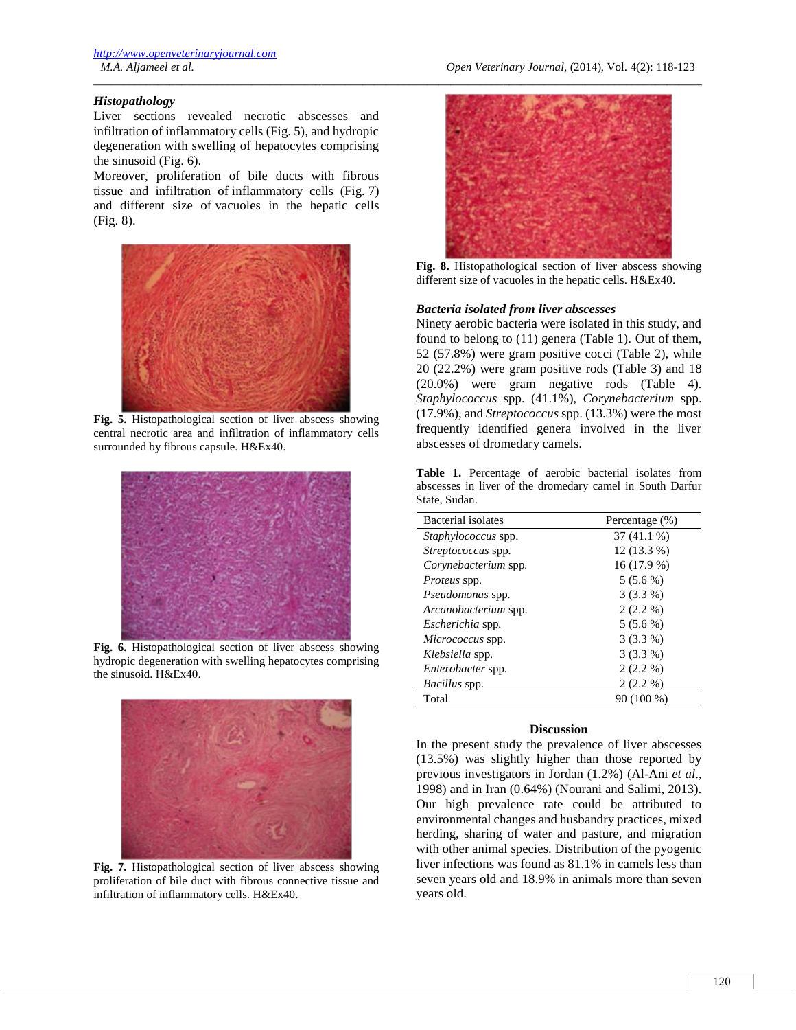### Histopathology

Liver sections revealed necrotic abscesses and infiltration of inflammatory cells (Fig. 5), and hydropic degeneration with swelling of hepatocytes comprising the sinusoid (Fig. 6).

Moreover, proliferation of bile ducts with fibrous tissue and infiltration of inflammatory cells (Fig. 7) and different size of vacuoles in the hepatic cells (Fig. 8).

**Fig. 5.** Histopathological section of liver abscess showing central necrotic area and infiltration of inflammatory cells surrounded by fibrous capsule. H&Ex40.

**Fig. 6.** Histopathological section of liver abscess showing hydropic degeneration with swelling hepatocytes comprising the sinusoid. H&Ex40.

**Fig. 7.** Histopathological section of liver abscess showing proliferation of bile duct with fibrous connective tissue and infiltration of inflammatory cells. H&Ex40.

**Fig. 8.** Histopathological section of liver abscess showing different size of vacuoles in the hepatic cells. H&Ex40.

### Bacteria isolated from liver abscesses

Ninety aerobic bacteria were isolated in this study, and found to belong to (11) genera (Table 1). Out of them, 52 (57.8%) were gram positive cocci (Table 2), while 20 (22.2%) were gram positive rods (Table 3) and 18 (20.0%) were gram negative rods (Table 4). *Staphylococcus* spp. (41.1%), *Corynebacterium* spp. (17.9%), and *Streptococcus* spp. (13.3%) were the most frequently identified genera involved in the liver abscesses of dromedary camels.

**Table 1.** Percentage of aerobic bacterial isolates from abscesses in liver of the dromedary camel in South Darfur State, Sudan.

| Bacterial isolates | Percentage (%) |
|---|---|
| *Staphylococcus* spp. | 37 (41.1 %) |
| *Streptococcus* spp. | 12 (13.3 %) |
| *Corynebacterium* spp. | 16 (17.9 %) |
| *Proteus* spp. | 5 (5.6 %) |
| *Pseudomonas* spp. | 3 (3.3 %) |
| *Arcanobacterium* spp. | 2 (2.2 %) |
| *Escherichia* spp. | 5 (5.6 %) |
| *Micrococcus* spp. | 3 (3.3 %) |
| *Klebsiella* spp. | 3 (3.3 %) |
| *Enterobacter* spp. | 2 (2.2 %) |
| *Bacillus* spp. | 2 (2.2 %) |
| Total | 90 (100 %) |

## Discussion

In the present study the prevalence of liver abscesses (13.5%) was slightly higher than those reported by previous investigators in Jordan (1.2%) (Al-Ani *et al*., 1998) and in Iran (0.64%) (Nourani and Salimi, 2013). Our high prevalence rate could be attributed to environmental changes and husbandry practices, mixed herding, sharing of water and pasture, and migration with other animal species. Distribution of the pyogenic liver infections was found as 81.1% in camels less than seven years old and 18.9% in animals more than seven years old.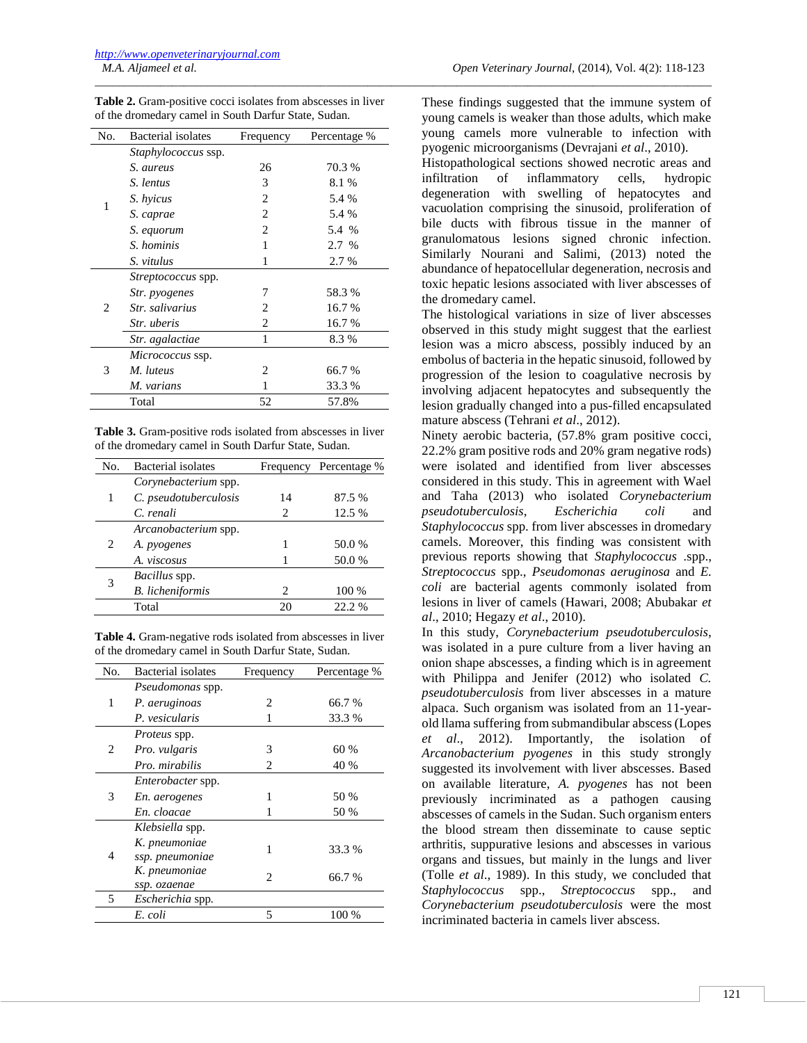**Table 2.** Gram-positive cocci isolates from abscesses in liver of the dromedary camel in South Darfur State, Sudan.

| No. | Bacterial isolates | Frequency | Percentage % |
|---|---|---|---|
| 1 | *Staphylococcus* ssp. | | |
| | *S. aureus* | 26 | 70.3 % |
| | *S. lentus* | 3 | 8.1 % |
| | *S. hyicus* | 2 | 5.4 % |
| | *S. caprae* | 2 | 5.4 % |
| | *S. equorum* | 2 | 5.4 % |
| | *S. hominis* | 1 | 2.7 % |
| | *S. vitulus* | 1 | 2.7 % |
| 2 | *Streptococcus* spp. | | |
| | *Str. pyogenes* | 7 | 58.3 % |
| | *Str. salivarius* | 2 | 16.7 % |
| | *Str. uberis* | 2 | 16.7 % |
| | *Str. agalactiae* | 1 | 8.3 % |
| 3 | *Micrococcus* ssp. | | |
| | *M. luteus* | 2 | 66.7 % |
| | *M. varians* | 1 | 33.3 % |
| | Total | 52 | 57.8% |

**Table 3.** Gram-positive rods isolated from abscesses in liver of the dromedary camel in South Darfur State, Sudan.

| No. | Bacterial isolates | Frequency | Percentage % |
|---|---|---|---|
| 1 | *Corynebacterium* spp. | | |
| | *C. pseudotuberculosis* | 14 | 87.5 % |
| | *C. renali* | 2 | 12.5 % |
| 2 | *Arcanobacterium* spp. | | |
| | *A. pyogenes* | 1 | 50.0 % |
| | *A. viscosus* | 1 | 50.0 % |
| 3 | *Bacillus* spp. | | |
| | *B. licheniformis* | 2 | 100 % |
| | Total | 20 | 22.2 % |

**Table 4.** Gram-negative rods isolated from abscesses in liver of the dromedary camel in South Darfur State, Sudan.

| No. | Bacterial isolates | Frequency | Percentage % |
|---|---|---|---|
| 1 | *Pseudomonas* spp. | | |
| | *P. aeruginoas* | 2 | 66.7 % |
| | *P. vesicularis* | 1 | 33.3 % |
| 2 | *Proteus* spp. | | |
| | *Pro. vulgaris* | 3 | 60 % |
| | *Pro. mirabilis* | 2 | 40 % |
| 3 | *Enterobacter* spp. | | |
| | *En. aerogenes* | 1 | 50 % |
| | *En. cloacae* | 1 | 50 % |
| 4 | *Klebsiella* spp. | | |
| | *K. pneumoniae ssp. pneumoniae* | 1 | 33.3 % |
| | *K. pneumoniae ssp. ozaenae* | 2 | 66.7 % |
| 5 | *Escherichia* spp. | | |
| | *E. coli* | 5 | 100 % |

These findings suggested that the immune system of young camels is weaker than those adults, which make young camels more vulnerable to infection with pyogenic microorganisms (Devrajani *et al*., 2010).

Histopathological sections showed necrotic areas and infiltration of inflammatory cells, hydropic degeneration with swelling of hepatocytes and vacuolation comprising the sinusoid, proliferation of bile ducts with fibrous tissue in the manner of granulomatous lesions signed chronic infection. Similarly Nourani and Salimi, (2013) noted the abundance of hepatocellular degeneration, necrosis and toxic hepatic lesions associated with liver abscesses of the dromedary camel.

The histological variations in size of liver abscesses observed in this study might suggest that the earliest lesion was a micro abscess, possibly induced by an embolus of bacteria in the hepatic sinusoid, followed by progression of the lesion to coagulative necrosis by involving adjacent hepatocytes and subsequently the lesion gradually changed into a pus-filled encapsulated mature abscess (Tehrani *et al*., 2012).

Ninety aerobic bacteria, (57.8% gram positive cocci, 22.2% gram positive rods and 20% gram negative rods) were isolated and identified from liver abscesses considered in this study. This in agreement with Wael and Taha (2013) who isolated *Corynebacterium pseudotuberculosis*, *Escherichia coli* and *Staphylococcus* spp. from liver abscesses in dromedary camels. Moreover, this finding was consistent with previous reports showing that *Staphylococcus* .spp., *Streptococcus* spp., *Pseudomonas aeruginosa* and *E. coli* are bacterial agents commonly isolated from lesions in liver of camels (Hawari, 2008; Abubakar *et al*., 2010; Hegazy *et al*., 2010).

In this study, *Corynebacterium pseudotuberculosis*, was isolated in a pure culture from a liver having an onion shape abscesses, a finding which is in agreement with Philippa and Jenifer (2012) who isolated *C. pseudotuberculosis* from liver abscesses in a mature alpaca. Such organism was isolated from an 11-year-old llama suffering from submandibular abscess (Lopes *et al*., 2012). Importantly, the isolation of *Arcanobacterium pyogenes* in this study strongly suggested its involvement with liver abscesses. Based on available literature, *A. pyogenes* has not been previously incriminated as a pathogen causing abscesses of camels in the Sudan. Such organism enters the blood stream then disseminate to cause septic arthritis, suppurative lesions and abscesses in various organs and tissues, but mainly in the lungs and liver (Tolle *et al*., 1989). In this study, we concluded that *Staphylococcus* spp., *Streptococcus* spp., and *Corynebacterium pseudotuberculosis* were the most incriminated bacteria in camels liver abscess.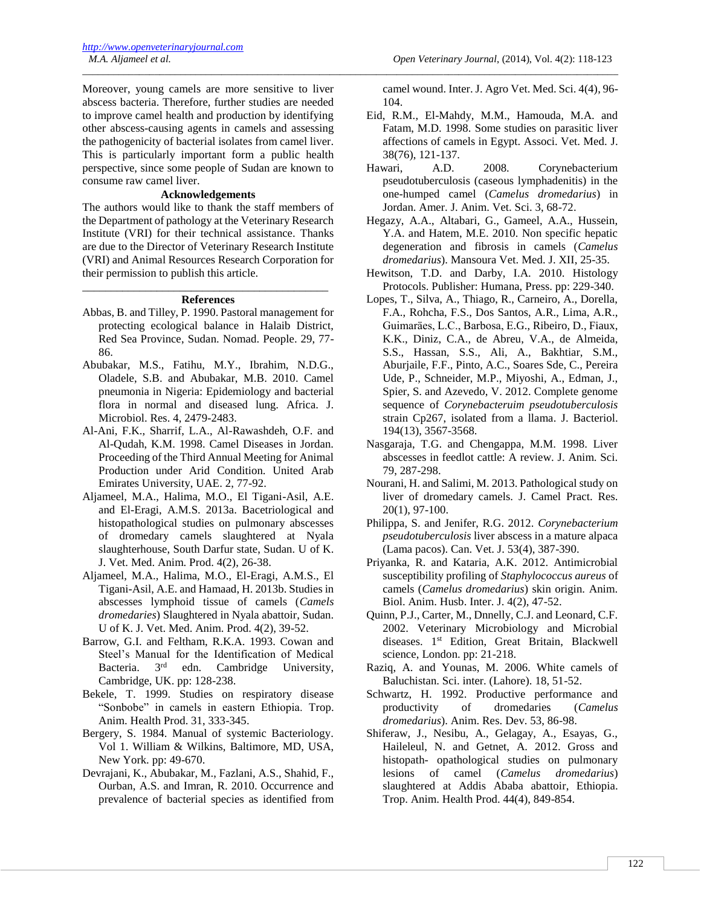Moreover, young camels are more sensitive to liver abscess bacteria. Therefore, further studies are needed to improve camel health and production by identifying other abscess-causing agents in camels and assessing the pathogenicity of bacterial isolates from camel liver. This is particularly important form a public health perspective, since some people of Sudan are known to consume raw camel liver.

## Acknowledgements

The authors would like to thank the staff members of the Department of pathology at the Veterinary Research Institute (VRI) for their technical assistance. Thanks are due to the Director of Veterinary Research Institute (VRI) and Animal Resources Research Corporation for their permission to publish this article.

## References

Abbas, B. and Tilley, P. 1990. Pastoral management for protecting ecological balance in Halaib District, Red Sea Province, Sudan. Nomad. People. 29, 77-86.

Abubakar, M.S., Fatihu, M.Y., Ibrahim, N.D.G., Oladele, S.B. and Abubakar, M.B. 2010. Camel pneumonia in Nigeria: Epidemiology and bacterial flora in normal and diseased lung. Africa. J. Microbiol. Res. 4, 2479-2483.

Al-Ani, F.K., Sharrif, L.A., Al-Rawashdeh, O.F. and Al-Qudah, K.M. 1998. Camel Diseases in Jordan. Proceeding of the Third Annual Meeting for Animal Production under Arid Condition. United Arab Emirates University, UAE. 2, 77-92.

Aljameel, M.A., Halima, M.O., El Tigani-Asil, A.E. and El-Eragi, A.M.S. 2013a. Bacetriological and histopathological studies on pulmonary abscesses of dromedary camels slaughtered at Nyala slaughterhouse, South Darfur state, Sudan. U of K. J. Vet. Med. Anim. Prod. 4(2), 26-38.

Aljameel, M.A., Halima, M.O., El-Eragi, A.M.S., El Tigani-Asil, A.E. and Hamaad, H. 2013b. Studies in abscesses lymphoid tissue of camels (*Camels dromedaries*) Slaughtered in Nyala abattoir, Sudan. U of K. J. Vet. Med. Anim. Prod. 4(2), 39-52.

Barrow, G.I. and Feltham, R.K.A. 1993. Cowan and Steel's Manual for the Identification of Medical Bacteria. 3rd edn. Cambridge University, Cambridge, UK. pp: 128-238.

Bekele, T. 1999. Studies on respiratory disease "Sonbobe" in camels in eastern Ethiopia. Trop. Anim. Health Prod. 31, 333-345.

Bergery, S. 1984. Manual of systemic Bacteriology. Vol 1. William & Wilkins, Baltimore, MD, USA, New York. pp: 49-670.

Devrajani, K., Abubakar, M., Fazlani, A.S., Shahid, F., Ourban, A.S. and Imran, R. 2010. Occurrence and prevalence of bacterial species as identified from camel wound. Inter. J. Agro Vet. Med. Sci. 4(4), 96-104.

Eid, R.M., El-Mahdy, M.M., Hamouda, M.A. and Fatam, M.D. 1998. Some studies on parasitic liver affections of camels in Egypt. Associ. Vet. Med. J. 38(76), 121-137.

Hawari, A.D. 2008. Corynebacterium pseudotuberculosis (caseous lymphadenitis) in the one-humped camel (*Camelus dromedarius*) in Jordan. Amer. J. Anim. Vet. Sci. 3, 68-72.

Hegazy, A.A., Altabari, G., Gameel, A.A., Hussein, Y.A. and Hatem, M.E. 2010. Non specific hepatic degeneration and fibrosis in camels (*Camelus dromedarius*). Mansoura Vet. Med. J. XII, 25-35.

Hewitson, T.D. and Darby, I.A. 2010. Histology Protocols. Publisher: Humana, Press. pp: 229-340.

Lopes, T., Silva, A., Thiago, R., Carneiro, A., Dorella, F.A., Rohcha, F.S., Dos Santos, A.R., Lima, A.R., Guimarães, L.C., Barbosa, E.G., Ribeiro, D., Fiaux, K.K., Diniz, C.A., de Abreu, V.A., de Almeida, S.S., Hassan, S.S., Ali, A., Bakhtiar, S.M., Aburjaile, F.F., Pinto, A.C., Soares Sde, C., Pereira Ude, P., Schneider, M.P., Miyoshi, A., Edman, J., Spier, S. and Azevedo, V. 2012. Complete genome sequence of *Corynebacteruim pseudotuberculosis* strain Cp267, isolated from a llama. J. Bacteriol. 194(13), 3567-3568.

Nasgaraja, T.G. and Chengappa, M.M. 1998. Liver abscesses in feedlot cattle: A review. J. Anim. Sci. 79, 287-298.

Nourani, H. and Salimi, M. 2013. Pathological study on liver of dromedary camels. J. Camel Pract. Res. 20(1), 97-100.

Philippa, S. and Jenifer, R.G. 2012. *Corynebacterium pseudotuberculosis* liver abscess in a mature alpaca (Lama pacos). Can. Vet. J. 53(4), 387-390.

Priyanka, R. and Kataria, A.K. 2012. Antimicrobial susceptibility profiling of *Staphylococcus aureus* of camels (*Camelus dromedarius*) skin origin. Anim. Biol. Anim. Husb. Inter. J. 4(2), 47-52.

Quinn, P.J., Carter, M., Dnnelly, C.J. and Leonard, C.F. 2002. Veterinary Microbiology and Microbial diseases. 1st Edition, Great Britain, Blackwell science, London. pp: 21-218.

Raziq, A. and Younas, M. 2006. White camels of Baluchistan. Sci. inter. (Lahore). 18, 51-52.

Schwartz, H. 1992. Productive performance and productivity of dromedaries (*Camelus dromedarius*). Anim. Res. Dev. 53, 86-98.

Shiferaw, J., Nesibu, A., Gelagay, A., Esayas, G., Haileleul, N. and Getnet, A. 2012. Gross and histopath- opathological studies on pulmonary lesions of camel (*Camelus dromedarius*) slaughtered at Addis Ababa abattoir, Ethiopia. Trop. Anim. Health Prod. 44(4), 849-854.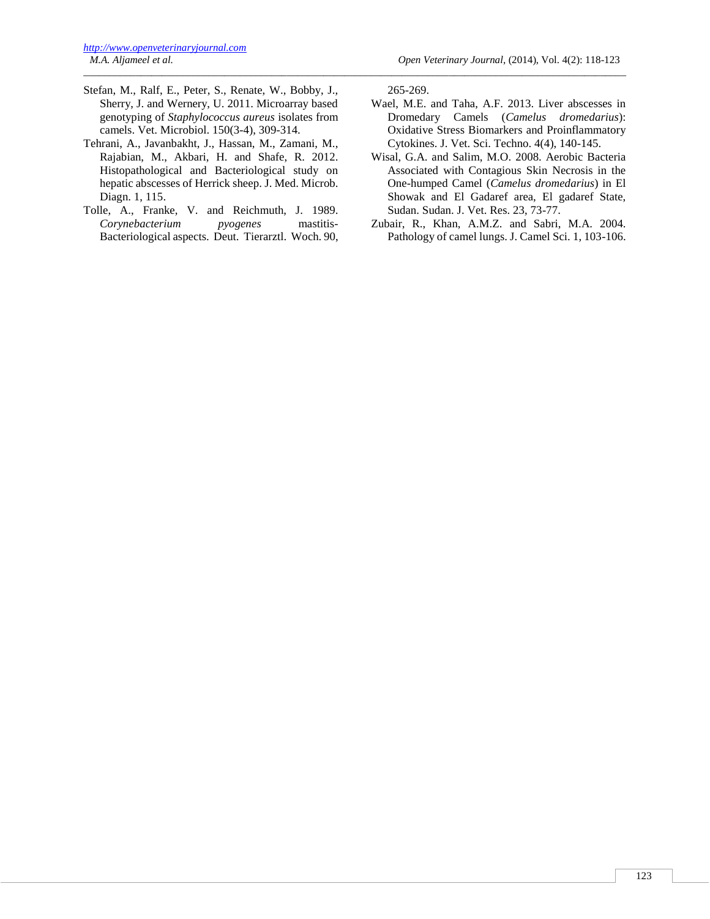Stefan, M., Ralf, E., Peter, S., Renate, W., Bobby, J., Sherry, J. and Wernery, U. 2011. Microarray based genotyping of *Staphylococcus aureus* isolates from camels. Vet. Microbiol. 150(3-4), 309-314.

Tehrani, A., Javanbakht, J., Hassan, M., Zamani, M., Rajabian, M., Akbari, H. and Shafe, R. 2012. Histopathological and Bacteriological study on hepatic abscesses of Herrick sheep. J. Med. Microb. Diagn. 1, 115.

Tolle, A., Franke, V. and Reichmuth, J. 1989. *Corynebacterium pyogenes* mastitis-Bacteriological aspects. Deut. Tierarztl. Woch. 90, 265-269.

Wael, M.E. and Taha, A.F. 2013. Liver abscesses in Dromedary Camels (*Camelus dromedarius*): Oxidative Stress Biomarkers and Proinflammatory Cytokines. J. Vet. Sci. Techno. 4(4), 140-145.

Wisal, G.A. and Salim, M.O. 2008. Aerobic Bacteria Associated with Contagious Skin Necrosis in the One-humped Camel (*Camelus dromedarius*) in El Showak and El Gadaref area, El gadaref State, Sudan. Sudan. J. Vet. Res. 23, 73-77.

Zubair, R., Khan, A.M.Z. and Sabri, M.A. 2004. Pathology of camel lungs. J. Camel Sci. 1, 103-106.